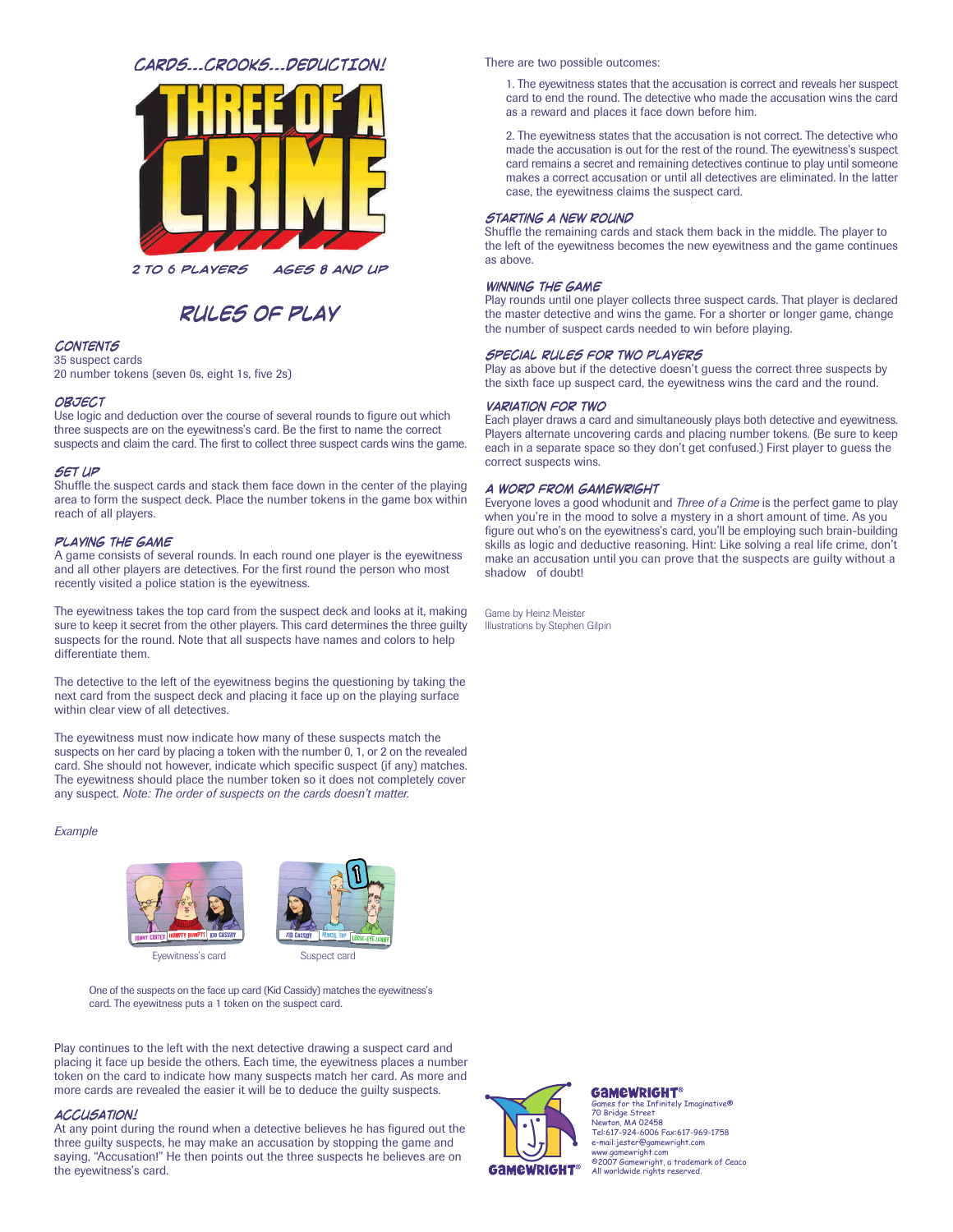CARDS...CROOKS...DEDUCTION!

# THREE OF A CRIME

2 TO 6 PLAYERS AGES 8 AND UP

## RULES OF PLAY

### CONTENTS

35 suspect cards
20 number tokens (seven 0s, eight 1s, five 2s)

### OBJECT

Use logic and deduction over the course of several rounds to figure out which three suspects are on the eyewitness's card. Be the first to name the correct suspects and claim the card. The first to collect three suspect cards wins the game.

### SET UP

Shuffle the suspect cards and stack them face down in the center of the playing area to form the suspect deck. Place the number tokens in the game box within reach of all players.

### PLAYING THE GAME

A game consists of several rounds. In each round one player is the eyewitness and all other players are detectives. For the first round the person who most recently visited a police station is the eyewitness.

The eyewitness takes the top card from the suspect deck and looks at it, making sure to keep it secret from the other players. This card determines the three guilty suspects for the round. Note that all suspects have names and colors to help differentiate them.

The detective to the left of the eyewitness begins the questioning by taking the next card from the suspect deck and placing it face up on the playing surface within clear view of all detectives.

The eyewitness must now indicate how many of these suspects match the suspects on her card by placing a token with the number 0, 1, or 2 on the revealed card. She should not however, indicate which specific suspect (if any) matches. The eyewitness should place the number token so it does not completely cover any suspect. *Note: The order of suspects on the cards doesn't matter.*

*Example*

Eyewitness's card — Suspect card

One of the suspects on the face up card (Kid Cassidy) matches the eyewitness's card. The eyewitness puts a 1 token on the suspect card.

Play continues to the left with the next detective drawing a suspect card and placing it face up beside the others. Each time, the eyewitness places a number token on the card to indicate how many suspects match her card. As more and more cards are revealed the easier it will be to deduce the guilty suspects.

### ACCUSATION!

At any point during the round when a detective believes he has figured out the three guilty suspects, he may make an accusation by stopping the game and saying, "Accusation!" He then points out the three suspects he believes are on the eyewitness's card.

There are two possible outcomes:

1. The eyewitness states that the accusation is correct and reveals her suspect card to end the round. The detective who made the accusation wins the card as a reward and places it face down before him.

2. The eyewitness states that the accusation is not correct. The detective who made the accusation is out for the rest of the round. The eyewitness's suspect card remains a secret and remaining detectives continue to play until someone makes a correct accusation or until all detectives are eliminated. In the latter case, the eyewitness claims the suspect card.

### STARTING A NEW ROUND

Shuffle the remaining cards and stack them back in the middle. The player to the left of the eyewitness becomes the new eyewitness and the game continues as above.

### WINNING THE GAME

Play rounds until one player collects three suspect cards. That player is declared the master detective and wins the game. For a shorter or longer game, change the number of suspect cards needed to win before playing.

### SPECIAL RULES FOR TWO PLAYERS

Play as above but if the detective doesn't guess the correct three suspects by the sixth face up suspect card, the eyewitness wins the card and the round.

### VARIATION FOR TWO

Each player draws a card and simultaneously plays both detective and eyewitness. Players alternate uncovering cards and placing number tokens. (Be sure to keep each in a separate space so they don't get confused.) First player to guess the correct suspects wins.

### A WORD FROM GAMEWRIGHT

Everyone loves a good whodunit and *Three of a Crime* is the perfect game to play when you're in the mood to solve a mystery in a short amount of time. As you figure out who's on the eyewitness's card, you'll be employing such brain-building skills as logic and deductive reasoning. Hint: Like solving a real life crime, don't make an accusation until you can prove that the suspects are guilty without a shadow of doubt!

Game by Heinz Meister
Illustrations by Stephen Gilpin

GAMEWRIGHT®
Games for the Infinitely Imaginative®
70 Bridge Street
Newton, MA 02458
Tel:617-924-6006 Fax:617-969-1758
e-mail:jester@gamewright.com
www.gamewright.com
©2007 Gamewright, a trademark of Ceaco
All worldwide rights reserved.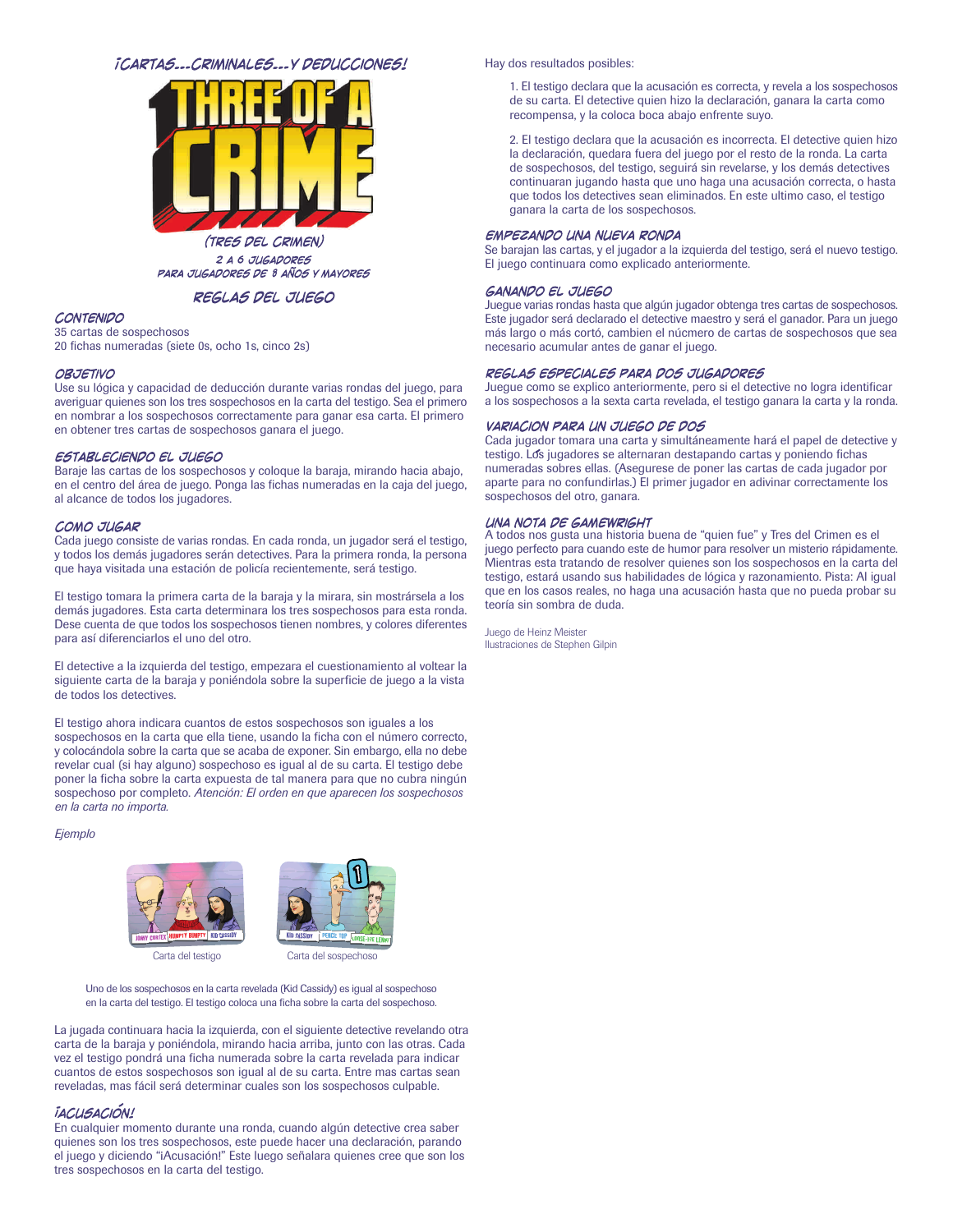¡CARTAS...CRIMINALES...Y DEDUCCIONES!

# THREE OF A CRIME

(TRES DEL CRIMEN)

2 A 6 JUGADORES

PARA JUGADORES DE 8 AÑOS Y MAYORES

## REGLAS DEL JUEGO

### CONTENIDO

35 cartas de sospechosos
20 fichas numeradas (siete 0s, ocho 1s, cinco 2s)

### OBJETIVO

Use su lógica y capacidad de deducción durante varias rondas del juego, para averiguar quienes son los tres sospechosos en la carta del testigo. Sea el primero en nombrar a los sospechosos correctamente para ganar esa carta. El primero en obtener tres cartas de sospechosos ganara el juego.

### ESTABLECIENDO EL JUEGO

Baraje las cartas de los sospechosos y coloque la baraja, mirando hacia abajo, en el centro del área de juego. Ponga las fichas numeradas en la caja del juego, al alcance de todos los jugadores.

### COMO JUGAR

Cada juego consiste de varias rondas. En cada ronda, un jugador será el testigo, y todos los demás jugadores serán detectives. Para la primera ronda, la persona que haya visitada una estación de policía recientemente, será testigo.

El testigo tomara la primera carta de la baraja y la mirara, sin mostrársela a los demás jugadores. Esta carta determinara los tres sospechosos para esta ronda. Dese cuenta de que todos los sospechosos tienen nombres, y colores diferentes para así diferenciarlos el uno del otro.

El detective a la izquierda del testigo, empezara el cuestionamiento al voltear la siguiente carta de la baraja y poniéndola sobre la superficie de juego a la vista de todos los detectives.

El testigo ahora indicara cuantos de estos sospechosos son iguales a los sospechosos en la carta que ella tiene, usando la ficha con el número correcto, y colocándola sobre la carta que se acaba de exponer. Sin embargo, ella no debe revelar cual (si hay alguno) sospechoso es igual al de su carta. El testigo debe poner la ficha sobre la carta expuesta de tal manera para que no cubra ningún sospechoso por completo. *Atención: El orden en que aparecen los sospechosos en la carta no importa.*

*Ejemplo*

JOHNY CORTEX | HUMPTY BUMPTY | KID CASSIDY

Carta del testigo

1

KID CASSIDY | PENCIL TOP | LOOSE-EYE LENNY

Carta del sospechoso

Uno de los sospechosos en la carta revelada (Kid Cassidy) es igual al sospechoso en la carta del testigo. El testigo coloca una ficha sobre la carta del sospechoso.

La jugada continuara hacia la izquierda, con el siguiente detective revelando otra carta de la baraja y poniéndola, mirando hacia arriba, junto con las otras. Cada vez el testigo pondrá una ficha numerada sobre la carta revelada para indicar cuantos de estos sospechosos son igual al de su carta. Entre mas cartas sean reveladas, mas fácil será determinar cuales son los sospechosos culpable.

### ¡ACUSACIÓN!

En cualquier momento durante una ronda, cuando algún detective crea saber quienes son los tres sospechosos, este puede hacer una declaración, parando el juego y diciendo "¡Acusación!" Este luego señalara quienes cree que son los tres sospechosos en la carta del testigo.

Hay dos resultados posibles:

1. El testigo declara que la acusación es correcta, y revela a los sospechosos de su carta. El detective quien hizo la declaración, ganara la carta como recompensa, y la coloca boca abajo enfrente suyo.

2. El testigo declara que la acusación es incorrecta. El detective quien hizo la declaración, quedara fuera del juego por el resto de la ronda. La carta de sospechosos, del testigo, seguirá sin revelarse, y los demás detectives continuaran jugando hasta que uno haga una acusación correcta, o hasta que todos los detectives sean eliminados. En este ultimo caso, el testigo ganara la carta de los sospechosos.

### EMPEZANDO UNA NUEVA RONDA

Se barajan las cartas, y el jugador a la izquierda del testigo, será el nuevo testigo. El juego continuara como explicado anteriormente.

### GANANDO EL JUEGO

Juegue varias rondas hasta que algún jugador obtenga tres cartas de sospechosos. Este jugador será declarado el detective maestro y será el ganador. Para un juego más largo o más cortó, cambien el núcmero de cartas de sospechosos que sea necesario acumular antes de ganar el juego.

### REGLAS ESPECIALES PARA DOS JUGADORES

Juegue como se explico anteriormente, pero si el detective no logra identificar a los sospechosos a la sexta carta revelada, el testigo ganara la carta y la ronda.

### VARIACION PARA UN JUEGO DE DOS

Cada jugador tomara una carta y simultáneamente hará el papel de detective y testigo. Los jugadores se alternaran destapando cartas y poniendo fichas numeradas sobres ellas. (Asegurese de poner las cartas de cada jugador por aparte para no confundirlas.) El primer jugador en adivinar correctamente los sospechosos del otro, ganara.

### UNA NOTA DE GAMEWRIGHT

A todos nos gusta una historia buena de "quien fue" y Tres del Crimen es el juego perfecto para cuando este de humor para resolver un misterio rápidamente. Mientras esta tratando de resolver quienes son los sospechosos en la carta del testigo, estará usando sus habilidades de lógica y razonamiento. Pista: Al igual que en los casos reales, no haga una acusación hasta que no pueda probar su teoría sin sombra de duda.

Juego de Heinz Meister
Ilustraciones de Stephen Gilpin